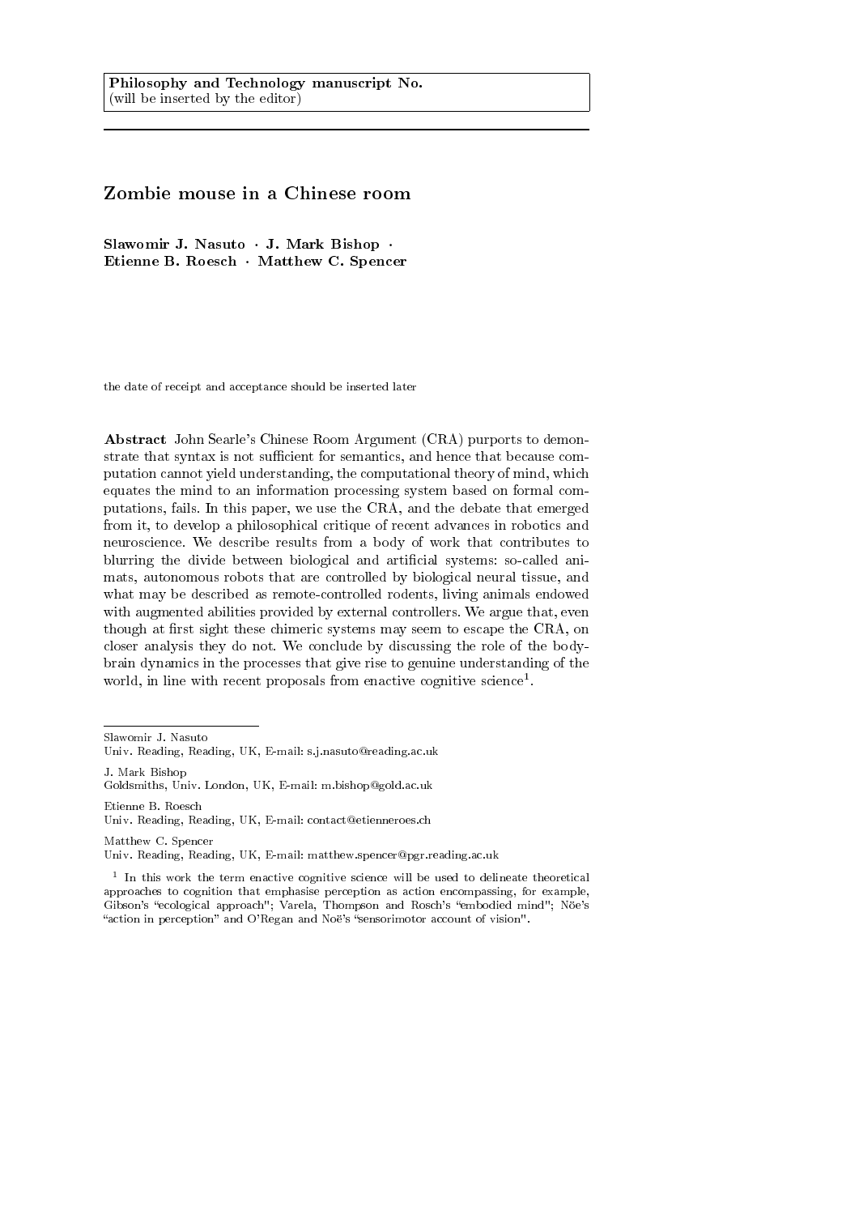Philosophy and Technology manuscript No.
(will be inserted by the editor)

# Zombie mouse in a Chinese room

**Slawomir J. Nasuto · J. Mark Bishop · Etienne B. Roesch · Matthew C. Spencer**

the date of receipt and acceptance should be inserted later

**Abstract** John Searle's Chinese Room Argument (CRA) purports to demonstrate that syntax is not sufficient for semantics, and hence that because computation cannot yield understanding, the computational theory of mind, which equates the mind to an information processing system based on formal computations, fails. In this paper, we use the CRA, and the debate that emerged from it, to develop a philosophical critique of recent advances in robotics and neuroscience. We describe results from a body of work that contributes to blurring the divide between biological and artificial systems: so-called animats, autonomous robots that are controlled by biological neural tissue, and what may be described as remote-controlled rodents, living animals endowed with augmented abilities provided by external controllers. We argue that, even though at first sight these chimeric systems may seem to escape the CRA, on closer analysis they do not. We conclude by discussing the role of the body-brain dynamics in the processes that give rise to genuine understanding of the world, in line with recent proposals from enactive cognitive science[1].

---

Slawomir J. Nasuto
Univ. Reading, Reading, UK, E-mail: s.j.nasuto@reading.ac.uk

J. Mark Bishop
Goldsmiths, Univ. London, UK, E-mail: m.bishop@gold.ac.uk

Etienne B. Roesch
Univ. Reading, Reading, UK, E-mail: contact@etienneroes.ch

Matthew C. Spencer
Univ. Reading, Reading, UK, E-mail: matthew.spencer@pgr.reading.ac.uk

[1] In this work the term enactive cognitive science will be used to delineate theoretical approaches to cognition that emphasise perception as action encompassing, for example, Gibson's "ecological approach"; Varela, Thompson and Rosch's "embodied mind"; Nöe's "action in perception" and O'Regan and Noë's "sensorimotor account of vision".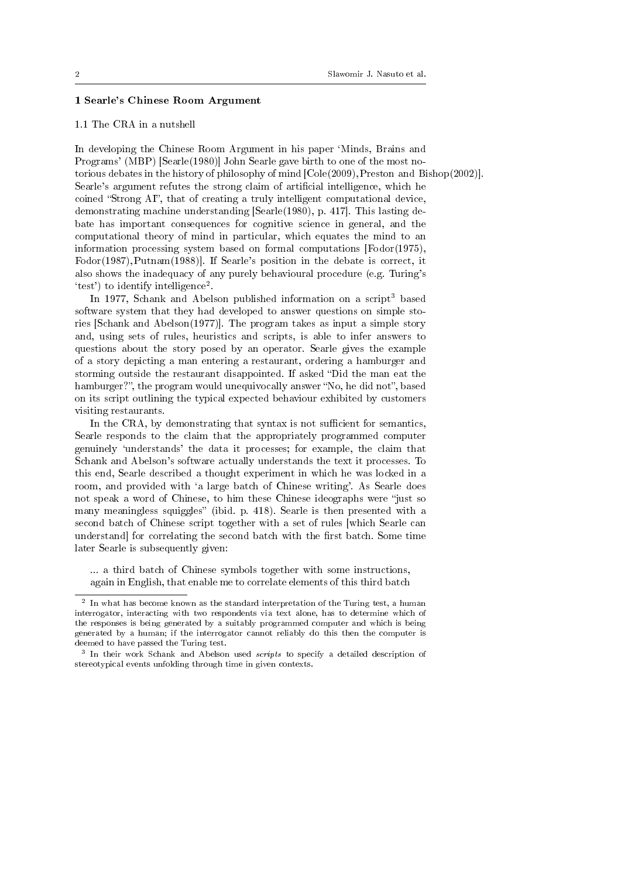## 1 Searle's Chinese Room Argument

### 1.1 The CRA in a nutshell

In developing the Chinese Room Argument in his paper 'Minds, Brains and Programs' (MBP) [Searle(1980)] John Searle gave birth to one of the most notorious debates in the history of philosophy of mind [Cole(2009), Preston and Bishop(2002)]. Searle's argument refutes the strong claim of artificial intelligence, which he coined "Strong AI", that of creating a truly intelligent computational device, demonstrating machine understanding [Searle(1980), p. 417]. This lasting debate has important consequences for cognitive science in general, and the computational theory of mind in particular, which equates the mind to an information processing system based on formal computations [Fodor(1975), Fodor(1987), Putnam(1988)]. If Searle's position in the debate is correct, it also shows the inadequacy of any purely behavioural procedure (e.g. Turing's 'test') to identify intelligence[2].

In 1977, Schank and Abelson published information on a script[3] based software system that they had developed to answer questions on simple stories [Schank and Abelson(1977)]. The program takes as input a simple story and, using sets of rules, heuristics and scripts, is able to infer answers to questions about the story posed by an operator. Searle gives the example of a story depicting a man entering a restaurant, ordering a hamburger and storming outside the restaurant disappointed. If asked "Did the man eat the hamburger?", the program would unequivocally answer "No, he did not", based on its script outlining the typical expected behaviour exhibited by customers visiting restaurants.

In the CRA, by demonstrating that syntax is not sufficient for semantics, Searle responds to the claim that the appropriately programmed computer genuinely 'understands' the data it processes; for example, the claim that Schank and Abelson's software actually understands the text it processes. To this end, Searle described a thought experiment in which he was locked in a room, and provided with 'a large batch of Chinese writing'. As Searle does not speak a word of Chinese, to him these Chinese ideographs were "just so many meaningless squiggles" (ibid. p. 418). Searle is then presented with a second batch of Chinese script together with a set of rules [which Searle can understand] for correlating the second batch with the first batch. Some time later Searle is subsequently given:

> ... a third batch of Chinese symbols together with some instructions, again in English, that enable me to correlate elements of this third batch

---

[2] In what has become known as the standard interpretation of the Turing test, a human interrogator, interacting with two respondents via text alone, has to determine which of the responses is being generated by a suitably programmed computer and which is being generated by a human; if the interrogator cannot reliably do this then the computer is deemed to have passed the Turing test.

[3] In their work Schank and Abelson used *scripts* to specify a detailed description of stereotypical events unfolding through time in given contexts.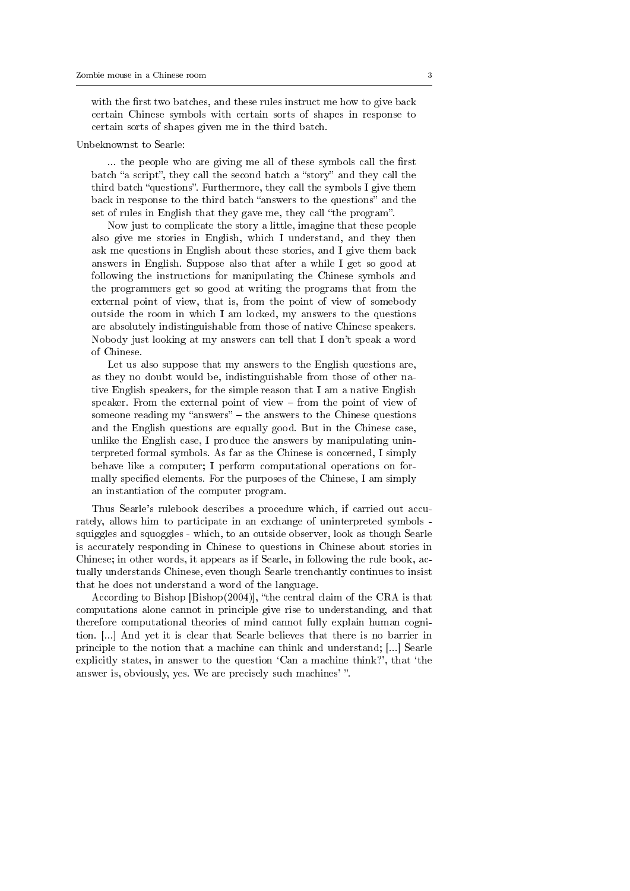> with the first two batches, and these rules instruct me how to give back certain Chinese symbols with certain sorts of shapes in response to certain sorts of shapes given me in the third batch.

Unbeknownst to Searle:

> ... the people who are giving me all of these symbols call the first batch "a script", they call the second batch a "story" and they call the third batch "questions". Furthermore, they call the symbols I give them back in response to the third batch "answers to the questions" and the set of rules in English that they gave me, they call "the program".
>
> Now just to complicate the story a little, imagine that these people also give me stories in English, which I understand, and they then ask me questions in English about these stories, and I give them back answers in English. Suppose also that after a while I get so good at following the instructions for manipulating the Chinese symbols and the programmers get so good at writing the programs that from the external point of view, that is, from the point of view of somebody outside the room in which I am locked, my answers to the questions are absolutely indistinguishable from those of native Chinese speakers. Nobody just looking at my answers can tell that I don't speak a word of Chinese.
>
> Let us also suppose that my answers to the English questions are, as they no doubt would be, indistinguishable from those of other native English speakers, for the simple reason that I am a native English speaker. From the external point of view – from the point of view of someone reading my "answers" – the answers to the Chinese questions and the English questions are equally good. But in the Chinese case, unlike the English case, I produce the answers by manipulating uninterpreted formal symbols. As far as the Chinese is concerned, I simply behave like a computer; I perform computational operations on formally specified elements. For the purposes of the Chinese, I am simply an instantiation of the computer program.

Thus Searle's rulebook describes a procedure which, if carried out accurately, allows him to participate in an exchange of uninterpreted symbols - squiggles and squoggles - which, to an outside observer, look as though Searle is accurately responding in Chinese to questions in Chinese about stories in Chinese; in other words, it appears as if Searle, in following the rule book, actually understands Chinese, even though Searle trenchantly continues to insist that he does not understand a word of the language.

According to Bishop [Bishop(2004)], "the central claim of the CRA is that computations alone cannot in principle give rise to understanding, and that therefore computational theories of mind cannot fully explain human cognition. [...] And yet it is clear that Searle believes that there is no barrier in principle to the notion that a machine can think and understand; [...] Searle explicitly states, in answer to the question 'Can a machine think?', that 'the answer is, obviously, yes. We are precisely such machines' ".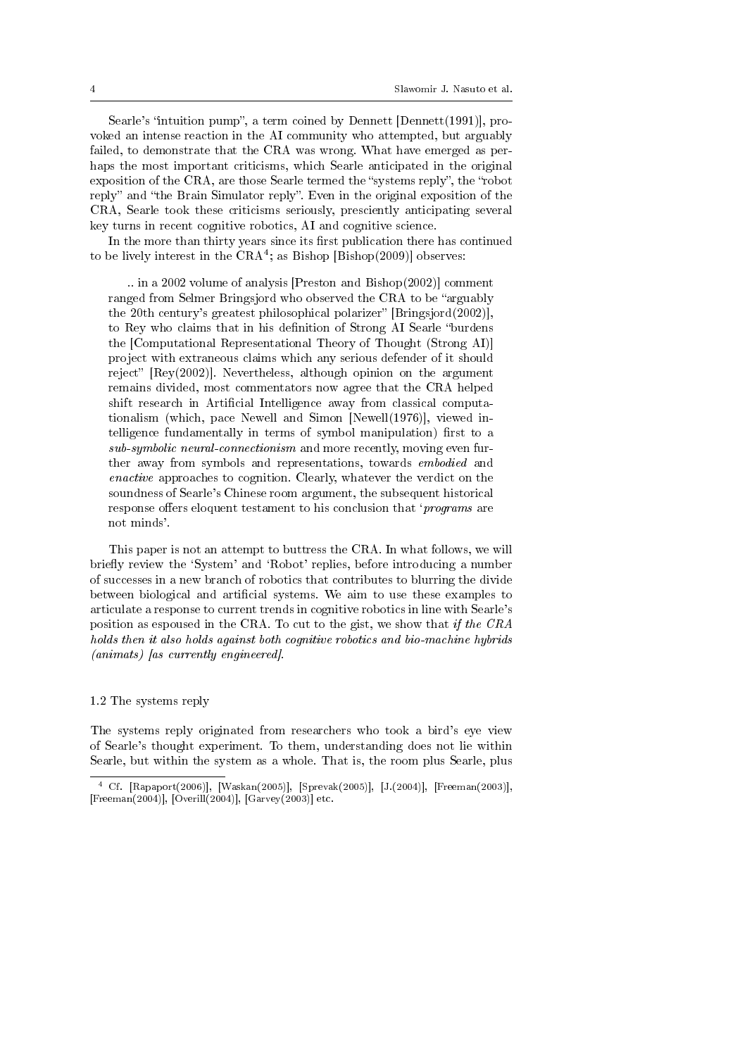Searle's "intuition pump", a term coined by Dennett [Dennett(1991)], provoked an intense reaction in the AI community who attempted, but arguably failed, to demonstrate that the CRA was wrong. What have emerged as perhaps the most important criticisms, which Searle anticipated in the original exposition of the CRA, are those Searle termed the "systems reply", the "robot reply" and "the Brain Simulator reply". Even in the original exposition of the CRA, Searle took these criticisms seriously, presciently anticipating several key turns in recent cognitive robotics, AI and cognitive science.

In the more than thirty years since its first publication there has continued to be lively interest in the CRA[4]; as Bishop [Bishop(2009)] observes:

> .. in a 2002 volume of analysis [Preston and Bishop(2002)] comment ranged from Selmer Bringsjord who observed the CRA to be "arguably the 20th century's greatest philosophical polarizer" [Bringsjord(2002)], to Rey who claims that in his definition of Strong AI Searle "burdens the [Computational Representational Theory of Thought (Strong AI)] project with extraneous claims which any serious defender of it should reject" [Rey(2002)]. Nevertheless, although opinion on the argument remains divided, most commentators now agree that the CRA helped shift research in Artificial Intelligence away from classical computationalism (which, pace Newell and Simon [Newell(1976)], viewed intelligence fundamentally in terms of symbol manipulation) first to a *sub-symbolic neural-connectionism* and more recently, moving even further away from symbols and representations, towards *embodied* and *enactive* approaches to cognition. Clearly, whatever the verdict on the soundness of Searle's Chinese room argument, the subsequent historical response offers eloquent testament to his conclusion that '*programs* are not minds'.

This paper is not an attempt to buttress the CRA. In what follows, we will briefly review the 'System' and 'Robot' replies, before introducing a number of successes in a new branch of robotics that contributes to blurring the divide between biological and artificial systems. We aim to use these examples to articulate a response to current trends in cognitive robotics in line with Searle's position as espoused in the CRA. To cut to the gist, we show that *if the CRA holds then it also holds against both cognitive robotics and bio-machine hybrids (animats) [as currently engineered].*

### 1.2 The systems reply

The systems reply originated from researchers who took a bird's eye view of Searle's thought experiment. To them, understanding does not lie within Searle, but within the system as a whole. That is, the room plus Searle, plus

---

[4] Cf. [Rapaport(2006)], [Waskan(2005)], [Sprevak(2005)], [J.(2004)], [Freeman(2003)], [Freeman(2004)], [Overill(2004)], [Garvey(2003)] etc.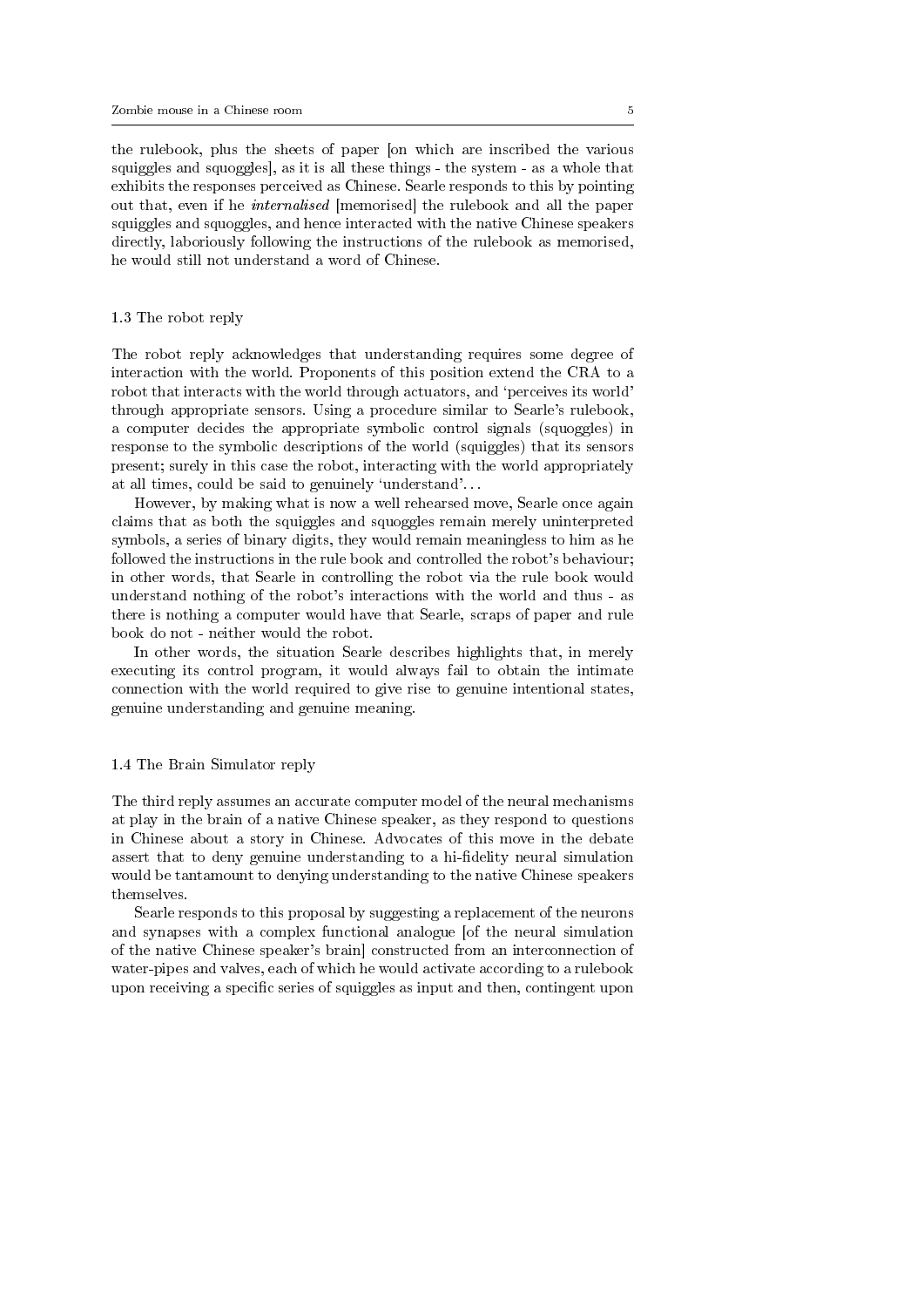the rulebook, plus the sheets of paper [on which are inscribed the various squiggles and squoggles], as it is all these things - the system - as a whole that exhibits the responses perceived as Chinese. Searle responds to this by pointing out that, even if he *internalised* [memorised] the rulebook and all the paper squiggles and squoggles, and hence interacted with the native Chinese speakers directly, laboriously following the instructions of the rulebook as memorised, he would still not understand a word of Chinese.

### 1.3 The robot reply

The robot reply acknowledges that understanding requires some degree of interaction with the world. Proponents of this position extend the CRA to a robot that interacts with the world through actuators, and 'perceives its world' through appropriate sensors. Using a procedure similar to Searle's rulebook, a computer decides the appropriate symbolic control signals (squoggles) in response to the symbolic descriptions of the world (squiggles) that its sensors present; surely in this case the robot, interacting with the world appropriately at all times, could be said to genuinely 'understand'...

However, by making what is now a well rehearsed move, Searle once again claims that as both the squiggles and squoggles remain merely uninterpreted symbols, a series of binary digits, they would remain meaningless to him as he followed the instructions in the rule book and controlled the robot's behaviour; in other words, that Searle in controlling the robot via the rule book would understand nothing of the robot's interactions with the world and thus - as there is nothing a computer would have that Searle, scraps of paper and rule book do not - neither would the robot.

In other words, the situation Searle describes highlights that, in merely executing its control program, it would always fail to obtain the intimate connection with the world required to give rise to genuine intentional states, genuine understanding and genuine meaning.

### 1.4 The Brain Simulator reply

The third reply assumes an accurate computer model of the neural mechanisms at play in the brain of a native Chinese speaker, as they respond to questions in Chinese about a story in Chinese. Advocates of this move in the debate assert that to deny genuine understanding to a hi-fidelity neural simulation would be tantamount to denying understanding to the native Chinese speakers themselves.

Searle responds to this proposal by suggesting a replacement of the neurons and synapses with a complex functional analogue [of the neural simulation of the native Chinese speaker's brain] constructed from an interconnection of water-pipes and valves, each of which he would activate according to a rulebook upon receiving a specific series of squiggles as input and then, contingent upon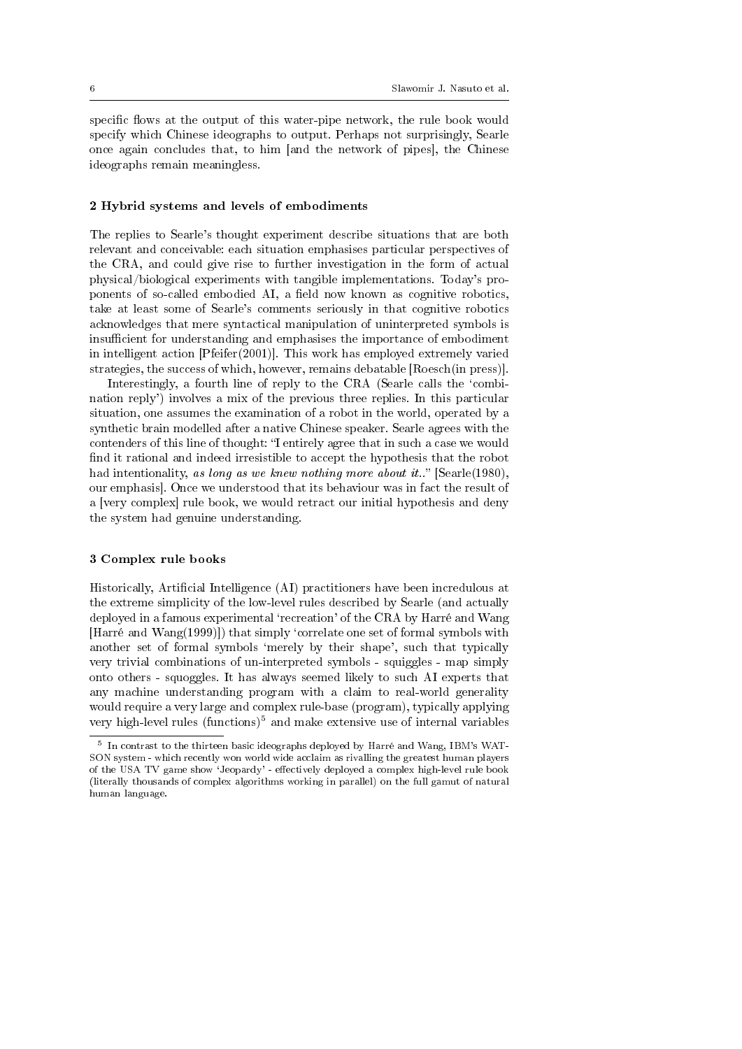specific flows at the output of this water-pipe network, the rule book would specify which Chinese ideographs to output. Perhaps not surprisingly, Searle once again concludes that, to him [and the network of pipes], the Chinese ideographs remain meaningless.

## 2 Hybrid systems and levels of embodiments

The replies to Searle's thought experiment describe situations that are both relevant and conceivable: each situation emphasises particular perspectives of the CRA, and could give rise to further investigation in the form of actual physical/biological experiments with tangible implementations. Today's proponents of so-called embodied AI, a field now known as cognitive robotics, take at least some of Searle's comments seriously in that cognitive robotics acknowledges that mere syntactical manipulation of uninterpreted symbols is insufficient for understanding and emphasises the importance of embodiment in intelligent action [Pfeifer(2001)]. This work has employed extremely varied strategies, the success of which, however, remains debatable [Roesch(in press)].

Interestingly, a fourth line of reply to the CRA (Searle calls the 'combination reply') involves a mix of the previous three replies. In this particular situation, one assumes the examination of a robot in the world, operated by a synthetic brain modelled after a native Chinese speaker. Searle agrees with the contenders of this line of thought: "I entirely agree that in such a case we would find it rational and indeed irresistible to accept the hypothesis that the robot had intentionality, *as long as we knew nothing more about it.*." [Searle(1980), our emphasis]. Once we understood that its behaviour was in fact the result of a [very complex] rule book, we would retract our initial hypothesis and deny the system had genuine understanding.

## 3 Complex rule books

Historically, Artificial Intelligence (AI) practitioners have been incredulous at the extreme simplicity of the low-level rules described by Searle (and actually deployed in a famous experimental 'recreation' of the CRA by Harré and Wang [Harré and Wang(1999)]) that simply 'correlate one set of formal symbols with another set of formal symbols 'merely by their shape', such that typically very trivial combinations of un-interpreted symbols - squiggles - map simply onto others - squoggles. It has always seemed likely to such AI experts that any machine understanding program with a claim to real-world generality would require a very large and complex rule-base (program), typically applying very high-level rules (functions)[5] and make extensive use of internal variables

[5] In contrast to the thirteen basic ideographs deployed by Harré and Wang, IBM's WATSON system - which recently won world wide acclaim as rivalling the greatest human players of the USA TV game show 'Jeopardy' - effectively deployed a complex high-level rule book (literally thousands of complex algorithms working in parallel) on the full gamut of natural human language.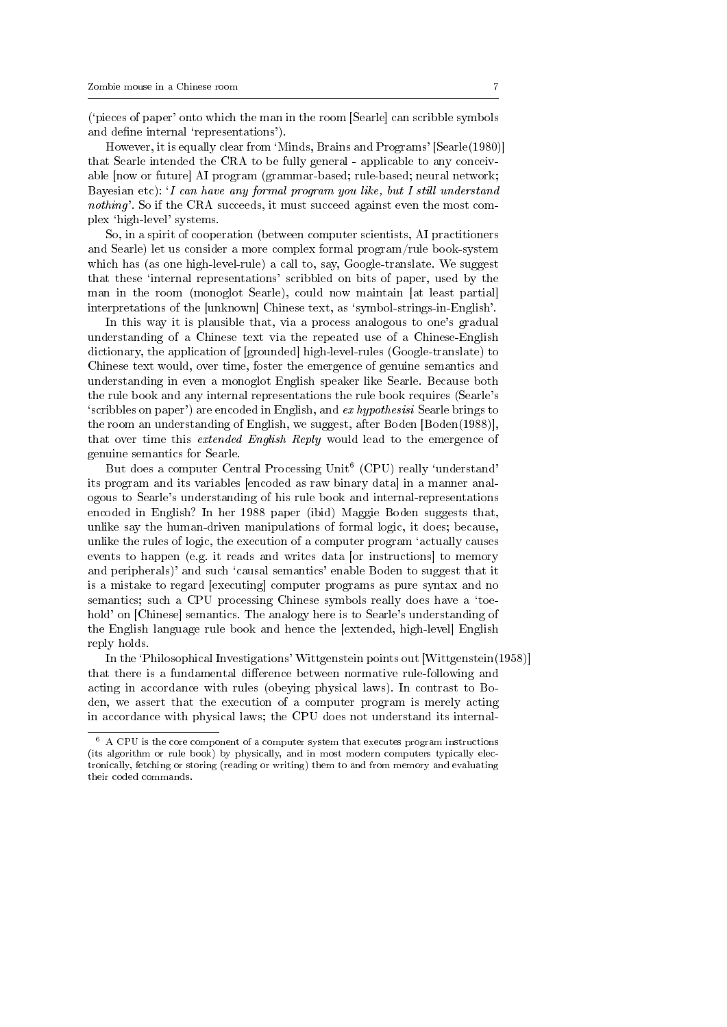('pieces of paper' onto which the man in the room [Searle] can scribble symbols and define internal 'representations').

However, it is equally clear from 'Minds, Brains and Programs' [Searle(1980)] that Searle intended the CRA to be fully general - applicable to any conceivable [now or future] AI program (grammar-based; rule-based; neural network; Bayesian etc): '*I can have any formal program you like, but I still understand nothing*'. So if the CRA succeeds, it must succeed against even the most complex 'high-level' systems.

So, in a spirit of cooperation (between computer scientists, AI practitioners and Searle) let us consider a more complex formal program/rule book-system which has (as one high-level-rule) a call to, say, Google-translate. We suggest that these 'internal representations' scribbled on bits of paper, used by the man in the room (monoglot Searle), could now maintain [at least partial] interpretations of the [unknown] Chinese text, as 'symbol-strings-in-English'.

In this way it is plausible that, via a process analogous to one's gradual understanding of a Chinese text via the repeated use of a Chinese-English dictionary, the application of [grounded] high-level-rules (Google-translate) to Chinese text would, over time, foster the emergence of genuine semantics and understanding in even a monoglot English speaker like Searle. Because both the rule book and any internal representations the rule book requires (Searle's 'scribbles on paper') are encoded in English, and *ex hypothesisi* Searle brings to the room an understanding of English, we suggest, after Boden [Boden(1988)], that over time this *extended English Reply* would lead to the emergence of genuine semantics for Searle.

But does a computer Central Processing Unit[6] (CPU) really 'understand' its program and its variables [encoded as raw binary data] in a manner analogous to Searle's understanding of his rule book and internal-representations encoded in English? In her 1988 paper (ibid) Maggie Boden suggests that, unlike say the human-driven manipulations of formal logic, it does; because, unlike the rules of logic, the execution of a computer program 'actually causes events to happen (e.g. it reads and writes data [or instructions] to memory and peripherals)' and such 'causal semantics' enable Boden to suggest that it is a mistake to regard [executing] computer programs as pure syntax and no semantics; such a CPU processing Chinese symbols really does have a 'toe-hold' on [Chinese] semantics. The analogy here is to Searle's understanding of the English language rule book and hence the [extended, high-level] English reply holds.

In the 'Philosophical Investigations' Wittgenstein points out [Wittgenstein(1958)] that there is a fundamental difference between normative rule-following and acting in accordance with rules (obeying physical laws). In contrast to Boden, we assert that the execution of a computer program is merely acting in accordance with physical laws; the CPU does not understand its internal-

[6] A CPU is the core component of a computer system that executes program instructions (its algorithm or rule book) by physically, and in most modern computers typically electronically, fetching or storing (reading or writing) them to and from memory and evaluating their coded commands.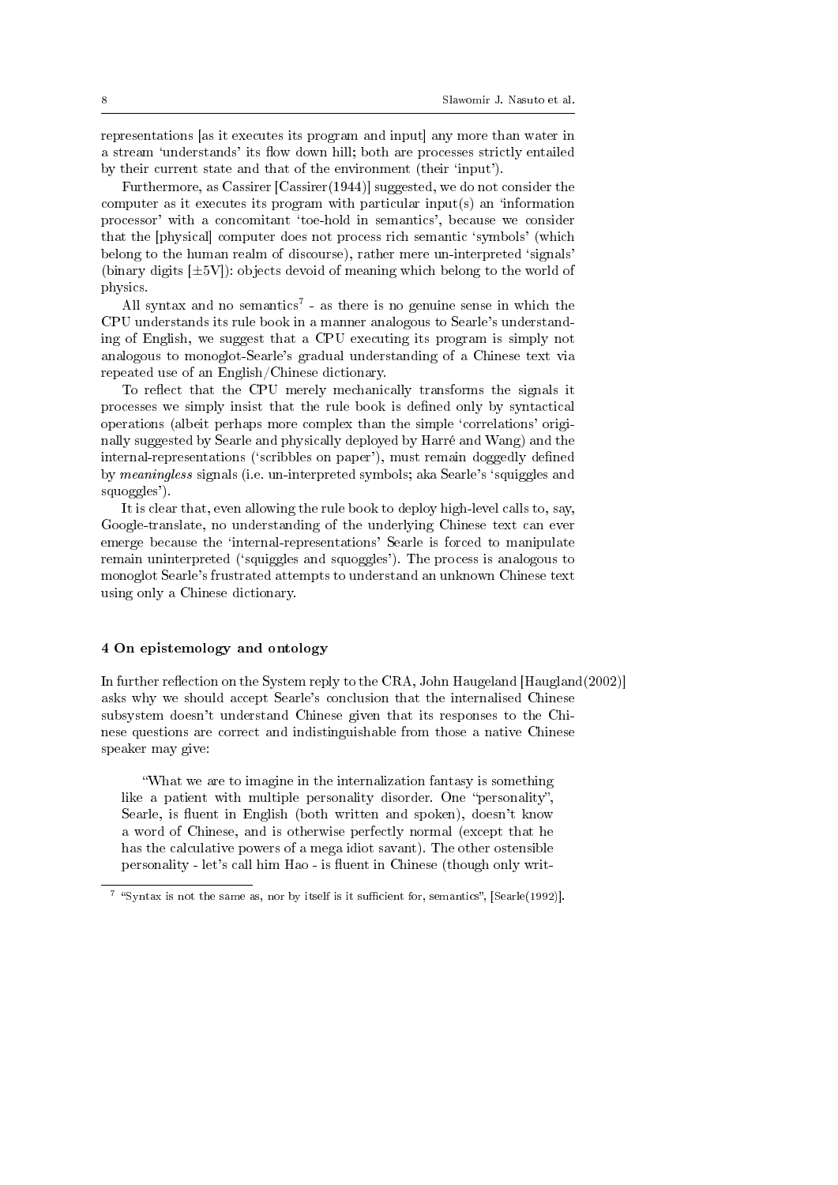representations [as it executes its program and input] any more than water in a stream 'understands' its flow down hill; both are processes strictly entailed by their current state and that of the environment (their 'input').

Furthermore, as Cassirer [Cassirer(1944)] suggested, we do not consider the computer as it executes its program with particular input(s) an 'information processor' with a concomitant 'toe-hold in semantics', because we consider that the [physical] computer does not process rich semantic 'symbols' (which belong to the human realm of discourse), rather mere un-interpreted 'signals' (binary digits [$\pm$5V]): objects devoid of meaning which belong to the world of physics.

All syntax and no semantics[7] - as there is no genuine sense in which the CPU understands its rule book in a manner analogous to Searle's understanding of English, we suggest that a CPU executing its program is simply not analogous to monoglot-Searle's gradual understanding of a Chinese text via repeated use of an English/Chinese dictionary.

To reflect that the CPU merely mechanically transforms the signals it processes we simply insist that the rule book is defined only by syntactical operations (albeit perhaps more complex than the simple 'correlations' originally suggested by Searle and physically deployed by Harré and Wang) and the internal-representations ('scribbles on paper'), must remain doggedly defined by *meaningless* signals (i.e. un-interpreted symbols; aka Searle's 'squiggles and squoggles').

It is clear that, even allowing the rule book to deploy high-level calls to, say, Google-translate, no understanding of the underlying Chinese text can ever emerge because the 'internal-representations' Searle is forced to manipulate remain uninterpreted ('squiggles and squoggles'). The process is analogous to monoglot Searle's frustrated attempts to understand an unknown Chinese text using only a Chinese dictionary.

## 4 On epistemology and ontology

In further reflection on the System reply to the CRA, John Haugeland [Haugland(2002)] asks why we should accept Searle's conclusion that the internalised Chinese subsystem doesn't understand Chinese given that its responses to the Chinese questions are correct and indistinguishable from those a native Chinese speaker may give:

> "What we are to imagine in the internalization fantasy is something like a patient with multiple personality disorder. One "personality", Searle, is fluent in English (both written and spoken), doesn't know a word of Chinese, and is otherwise perfectly normal (except that he has the calculative powers of a mega idiot savant). The other ostensible personality - let's call him Hao - is fluent in Chinese (though only writ-

[7] "Syntax is not the same as, nor by itself is it sufficient for, semantics", [Searle(1992)].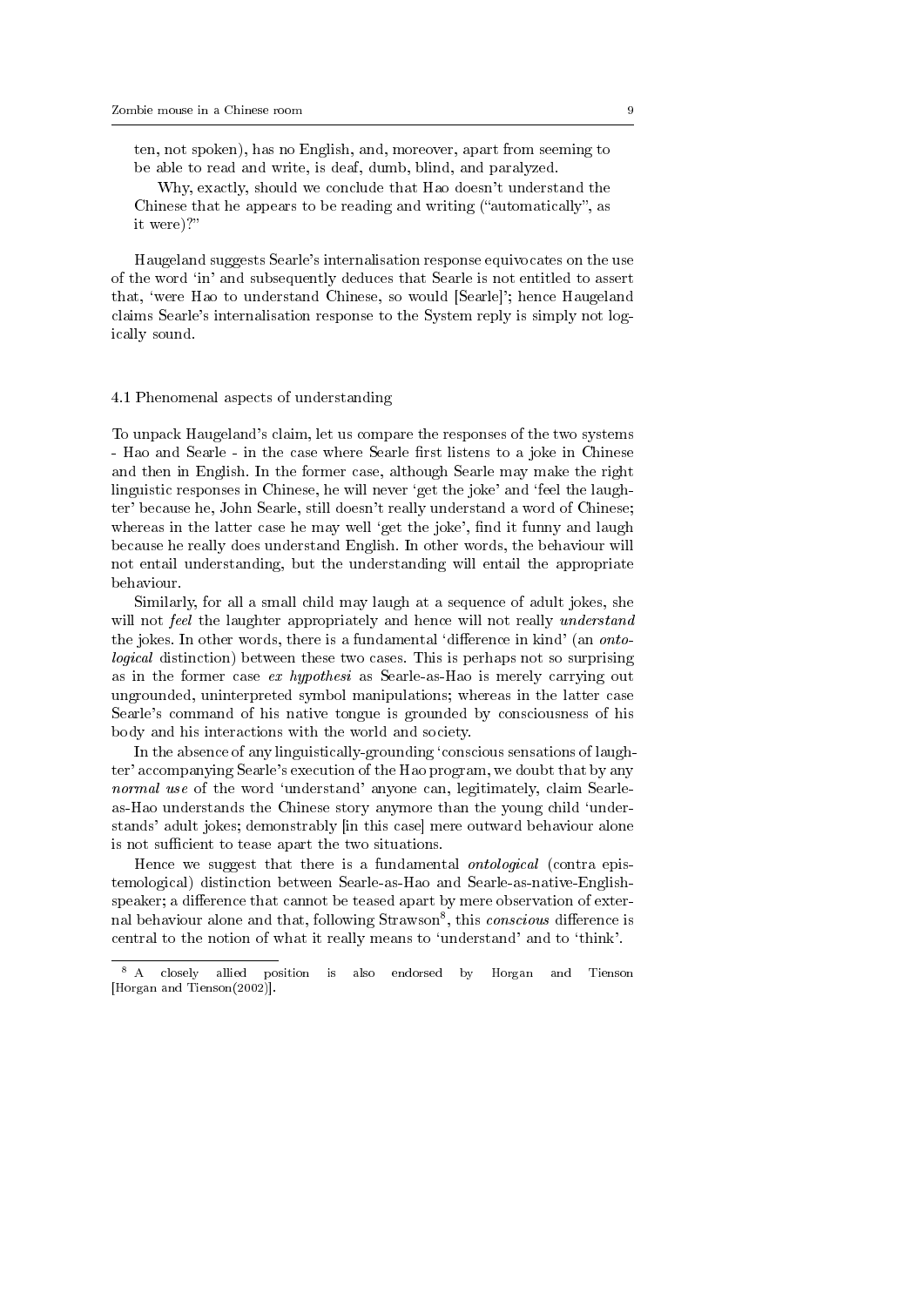ten, not spoken), has no English, and, moreover, apart from seeming to be able to read and write, is deaf, dumb, blind, and paralyzed.

Why, exactly, should we conclude that Hao doesn't understand the Chinese that he appears to be reading and writing ("automatically", as it were)?"

Haugeland suggests Searle's internalisation response equivocates on the use of the word 'in' and subsequently deduces that Searle is not entitled to assert that, 'were Hao to understand Chinese, so would [Searle]'; hence Haugeland claims Searle's internalisation response to the System reply is simply not logically sound.

### 4.1 Phenomenal aspects of understanding

To unpack Haugeland's claim, let us compare the responses of the two systems - Hao and Searle - in the case where Searle first listens to a joke in Chinese and then in English. In the former case, although Searle may make the right linguistic responses in Chinese, he will never 'get the joke' and 'feel the laughter' because he, John Searle, still doesn't really understand a word of Chinese; whereas in the latter case he may well 'get the joke', find it funny and laugh because he really does understand English. In other words, the behaviour will not entail understanding, but the understanding will entail the appropriate behaviour.

Similarly, for all a small child may laugh at a sequence of adult jokes, she will not *feel* the laughter appropriately and hence will not really *understand* the jokes. In other words, there is a fundamental 'difference in kind' (an *ontological* distinction) between these two cases. This is perhaps not so surprising as in the former case *ex hypothesi* as Searle-as-Hao is merely carrying out ungrounded, uninterpreted symbol manipulations; whereas in the latter case Searle's command of his native tongue is grounded by consciousness of his body and his interactions with the world and society.

In the absence of any linguistically-grounding 'conscious sensations of laughter' accompanying Searle's execution of the Hao program, we doubt that by any *normal use* of the word 'understand' anyone can, legitimately, claim Searle-as-Hao understands the Chinese story anymore than the young child 'understands' adult jokes; demonstrably [in this case] mere outward behaviour alone is not sufficient to tease apart the two situations.

Hence we suggest that there is a fundamental *ontological* (contra epistemological) distinction between Searle-as-Hao and Searle-as-native-English-speaker; a difference that cannot be teased apart by mere observation of external behaviour alone and that, following Strawson[8], this *conscious* difference is central to the notion of what it really means to 'understand' and to 'think'.

[8] A closely allied position is also endorsed by Horgan and Tienson [Horgan and Tienson(2002)].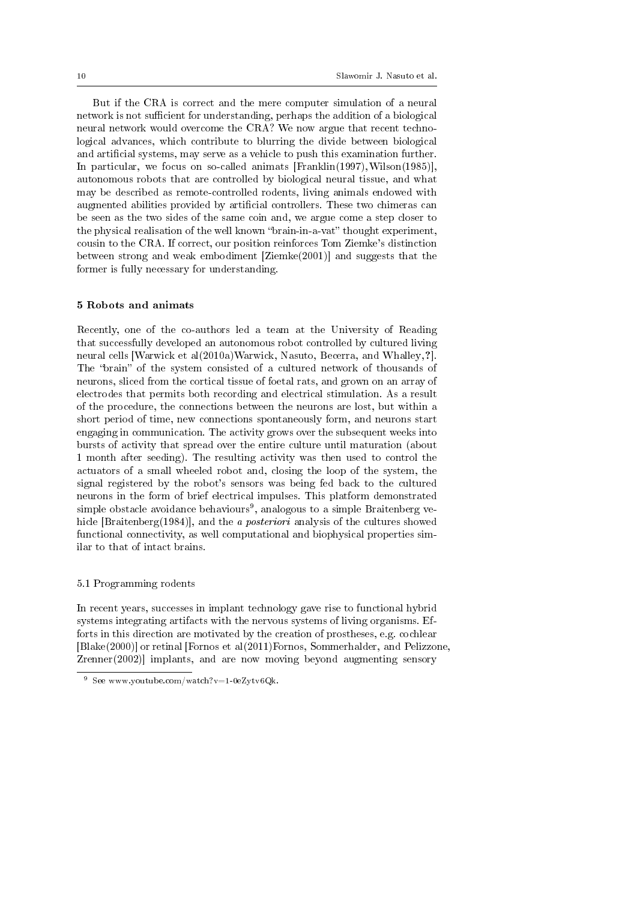But if the CRA is correct and the mere computer simulation of a neural network is not sufficient for understanding, perhaps the addition of a biological neural network would overcome the CRA? We now argue that recent technological advances, which contribute to blurring the divide between biological and artificial systems, may serve as a vehicle to push this examination further. In particular, we focus on so-called animats [Franklin(1997),Wilson(1985)], autonomous robots that are controlled by biological neural tissue, and what may be described as remote-controlled rodents, living animals endowed with augmented abilities provided by artificial controllers. These two chimeras can be seen as the two sides of the same coin and, we argue come a step closer to the physical realisation of the well known "brain-in-a-vat" thought experiment, cousin to the CRA. If correct, our position reinforces Tom Ziemke's distinction between strong and weak embodiment [Ziemke(2001)] and suggests that the former is fully necessary for understanding.

## 5 Robots and animats

Recently, one of the co-authors led a team at the University of Reading that successfully developed an autonomous robot controlled by cultured living neural cells [Warwick et al(2010a)Warwick, Nasuto, Becerra, and Whalley,?]. The "brain" of the system consisted of a cultured network of thousands of neurons, sliced from the cortical tissue of foetal rats, and grown on an array of electrodes that permits both recording and electrical stimulation. As a result of the procedure, the connections between the neurons are lost, but within a short period of time, new connections spontaneously form, and neurons start engaging in communication. The activity grows over the subsequent weeks into bursts of activity that spread over the entire culture until maturation (about 1 month after seeding). The resulting activity was then used to control the actuators of a small wheeled robot and, closing the loop of the system, the signal registered by the robot's sensors was being fed back to the cultured neurons in the form of brief electrical impulses. This platform demonstrated simple obstacle avoidance behaviours[9], analogous to a simple Braitenberg vehicle [Braitenberg(1984)], and the *a posteriori* analysis of the cultures showed functional connectivity, as well computational and biophysical properties similar to that of intact brains.

### 5.1 Programming rodents

In recent years, successes in implant technology gave rise to functional hybrid systems integrating artifacts with the nervous systems of living organisms. Efforts in this direction are motivated by the creation of prostheses, e.g. cochlear [Blake(2000)] or retinal [Fornos et al(2011)Fornos, Sommerhalder, and Pelizzone, Zrenner(2002)] implants, and are now moving beyond augmenting sensory

[9] See www.youtube.com/watch?v=1-0eZytv6Qk.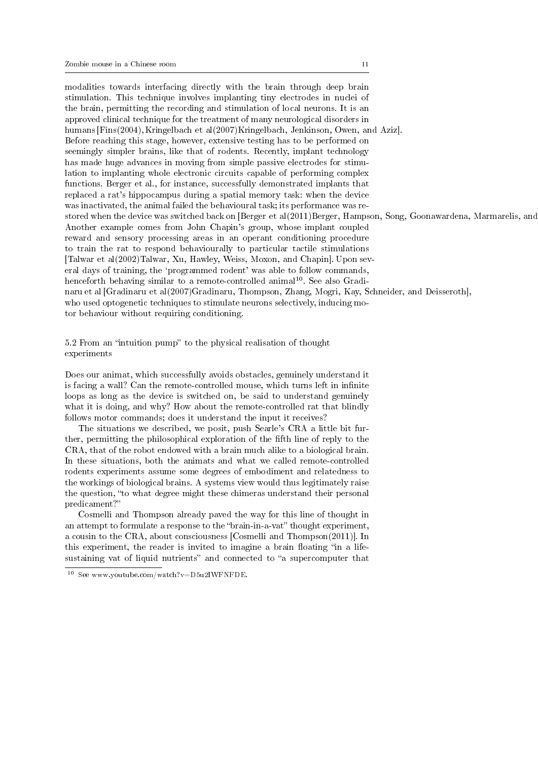modalities towards interfacing directly with the brain through deep brain stimulation. This technique involves implanting tiny electrodes in nuclei of the brain, permitting the recording and stimulation of local neurons. It is an approved clinical technique for the treatment of many neurological disorders in humans [Fins(2004), Kringelbach et al(2007)Kringelbach, Jenkinson, Owen, and Aziz]. Before reaching this stage, however, extensive testing has to be performed on seemingly simpler brains, like that of rodents. Recently, implant technology has made huge advances in moving from simple passive electrodes for stimulation to implanting whole electronic circuits capable of performing complex functions. Berger et al., for instance, successfully demonstrated implants that replaced a rat's hippocampus during a spatial memory task: when the device was inactivated, the animal failed the behavioural task; its performance was restored when the device was switched back on [Berger et al(2011)Berger, Hampson, Song, Goonawardena, Marmarelis, and Another example comes from John Chapin's group, whose implant coupled reward and sensory processing areas in an operant conditioning procedure to train the rat to respond behaviourally to particular tactile stimulations [Talwar et al(2002)Talwar, Xu, Hawley, Weiss, Moxon, and Chapin]. Upon several days of training, the 'programmed rodent' was able to follow commands, henceforth behaving similar to a remote-controlled animal[10]. See also Gradinaru et al [Gradinaru et al(2007)Gradinaru, Thompson, Zhang, Mogri, Kay, Schneider, and Deisseroth], who used optogenetic techniques to stimulate neurons selectively, inducing motor behaviour without requiring conditioning.

### 5.2 From an "intuition pump" to the physical realisation of thought experiments

Does our animat, which successfully avoids obstacles, genuinely understand it is facing a wall? Can the remote-controlled mouse, which turns left in infinite loops as long as the device is switched on, be said to understand genuinely what it is doing, and why? How about the remote-controlled rat that blindly follows motor commands; does it understand the input it receives?

The situations we described, we posit, push Searle's CRA a little bit further, permitting the philosophical exploration of the fifth line of reply to the CRA, that of the robot endowed with a brain much alike to a biological brain. In these situations, both the animats and what we called remote-controlled rodents experiments assume some degrees of embodiment and relatedness to the workings of biological brains. A systems view would thus legitimately raise the question, "to what degree might these chimeras understand their personal predicament?"

Cosmelli and Thompson already paved the way for this line of thought in an attempt to formulate a response to the "brain-in-a-vat" thought experiment, a cousin to the CRA, about consciousness [Cosmelli and Thompson(2011)]. In this experiment, the reader is invited to imagine a brain floating "in a life-sustaining vat of liquid nutrients" and connected to "a supercomputer that

[10] See www.youtube.com/watch?v=D5u2IWFNFDE.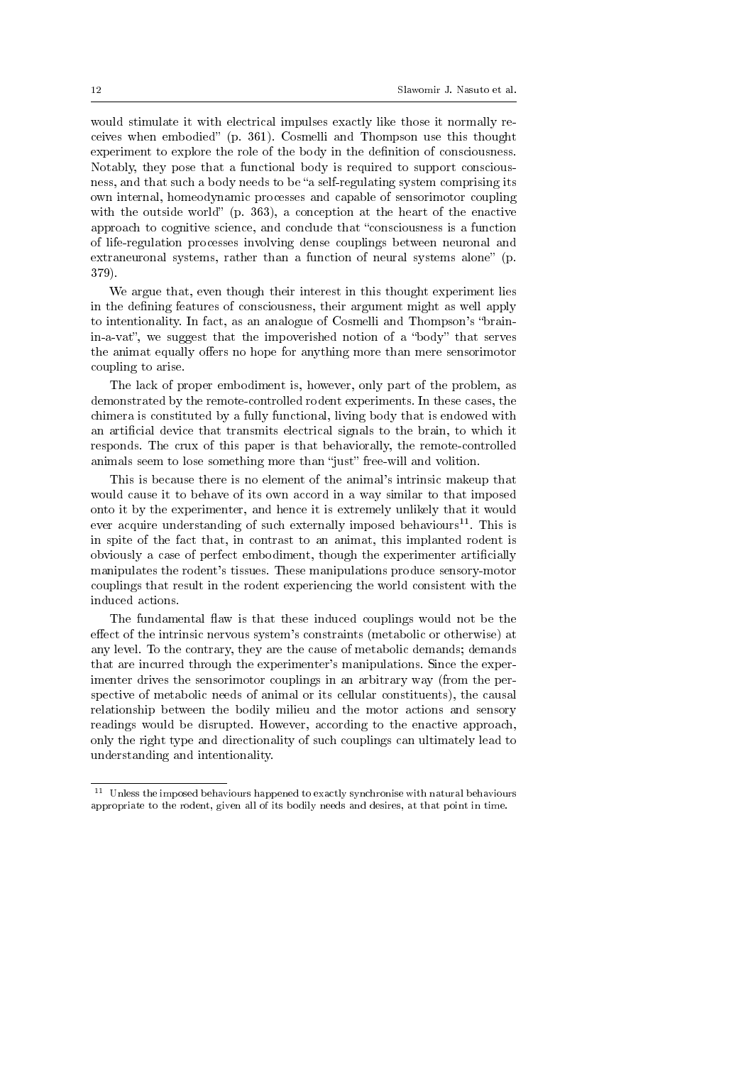would stimulate it with electrical impulses exactly like those it normally receives when embodied" (p. 361). Cosmelli and Thompson use this thought experiment to explore the role of the body in the definition of consciousness. Notably, they pose that a functional body is required to support consciousness, and that such a body needs to be "a self-regulating system comprising its own internal, homeodynamic processes and capable of sensorimotor coupling with the outside world" (p. 363), a conception at the heart of the enactive approach to cognitive science, and conclude that "consciousness is a function of life-regulation processes involving dense couplings between neuronal and extraneuronal systems, rather than a function of neural systems alone" (p. 379).

We argue that, even though their interest in this thought experiment lies in the defining features of consciousness, their argument might as well apply to intentionality. In fact, as an analogue of Cosmelli and Thompson's "brain-in-a-vat", we suggest that the impoverished notion of a "body" that serves the animat equally offers no hope for anything more than mere sensorimotor coupling to arise.

The lack of proper embodiment is, however, only part of the problem, as demonstrated by the remote-controlled rodent experiments. In these cases, the chimera is constituted by a fully functional, living body that is endowed with an artificial device that transmits electrical signals to the brain, to which it responds. The crux of this paper is that behaviorally, the remote-controlled animals seem to lose something more than "just" free-will and volition.

This is because there is no element of the animal's intrinsic makeup that would cause it to behave of its own accord in a way similar to that imposed onto it by the experimenter, and hence it is extremely unlikely that it would ever acquire understanding of such externally imposed behaviours[11]. This is in spite of the fact that, in contrast to an animat, this implanted rodent is obviously a case of perfect embodiment, though the experimenter artificially manipulates the rodent's tissues. These manipulations produce sensory-motor couplings that result in the rodent experiencing the world consistent with the induced actions.

The fundamental flaw is that these induced couplings would not be the effect of the intrinsic nervous system's constraints (metabolic or otherwise) at any level. To the contrary, they are the cause of metabolic demands; demands that are incurred through the experimenter's manipulations. Since the experimenter drives the sensorimotor couplings in an arbitrary way (from the perspective of metabolic needs of animal or its cellular constituents), the causal relationship between the bodily milieu and the motor actions and sensory readings would be disrupted. However, according to the enactive approach, only the right type and directionality of such couplings can ultimately lead to understanding and intentionality.

[11] Unless the imposed behaviours happened to exactly synchronise with natural behaviours appropriate to the rodent, given all of its bodily needs and desires, at that point in time.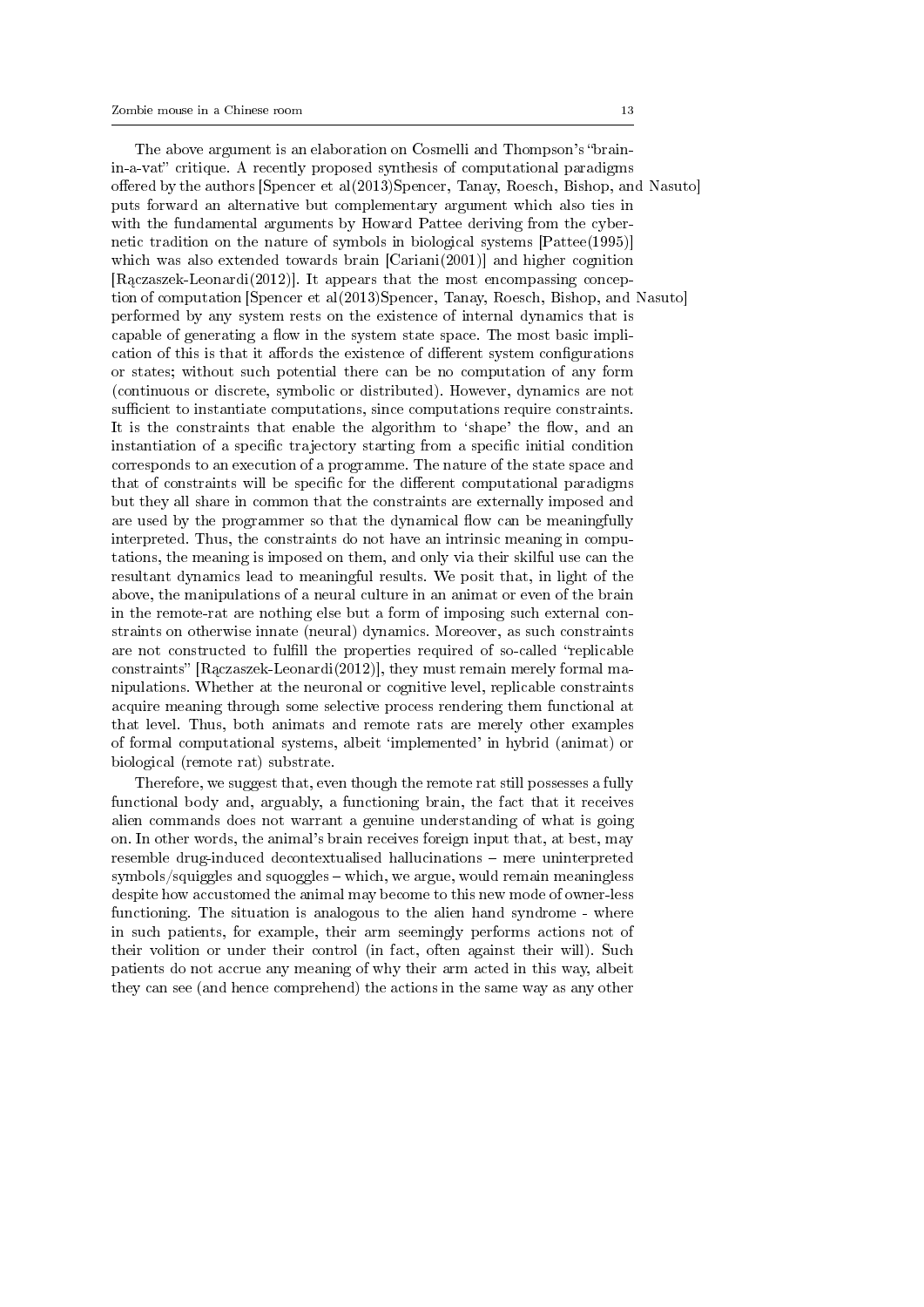The above argument is an elaboration on Cosmelli and Thompson's "brain-in-a-vat" critique. A recently proposed synthesis of computational paradigms offered by the authors [Spencer et al(2013)Spencer, Tanay, Roesch, Bishop, and Nasuto] puts forward an alternative but complementary argument which also ties in with the fundamental arguments by Howard Pattee deriving from the cybernetic tradition on the nature of symbols in biological systems [Pattee(1995)] which was also extended towards brain [Cariani(2001)] and higher cognition [Rączaszek-Leonardi(2012)]. It appears that the most encompassing conception of computation [Spencer et al(2013)Spencer, Tanay, Roesch, Bishop, and Nasuto] performed by any system rests on the existence of internal dynamics that is capable of generating a flow in the system state space. The most basic implication of this is that it affords the existence of different system configurations or states; without such potential there can be no computation of any form (continuous or discrete, symbolic or distributed). However, dynamics are not sufficient to instantiate computations, since computations require constraints. It is the constraints that enable the algorithm to 'shape' the flow, and an instantiation of a specific trajectory starting from a specific initial condition corresponds to an execution of a programme. The nature of the state space and that of constraints will be specific for the different computational paradigms but they all share in common that the constraints are externally imposed and are used by the programmer so that the dynamical flow can be meaningfully interpreted. Thus, the constraints do not have an intrinsic meaning in computations, the meaning is imposed on them, and only via their skilful use can the resultant dynamics lead to meaningful results. We posit that, in light of the above, the manipulations of a neural culture in an animat or even of the brain in the remote-rat are nothing else but a form of imposing such external constraints on otherwise innate (neural) dynamics. Moreover, as such constraints are not constructed to fulfill the properties required of so-called "replicable constraints" [Rączaszek-Leonardi(2012)], they must remain merely formal manipulations. Whether at the neuronal or cognitive level, replicable constraints acquire meaning through some selective process rendering them functional at that level. Thus, both animats and remote rats are merely other examples of formal computational systems, albeit 'implemented' in hybrid (animat) or biological (remote rat) substrate.

Therefore, we suggest that, even though the remote rat still possesses a fully functional body and, arguably, a functioning brain, the fact that it receives alien commands does not warrant a genuine understanding of what is going on. In other words, the animal's brain receives foreign input that, at best, may resemble drug-induced decontextualised hallucinations – mere uninterpreted symbols/squiggles and squoggles – which, we argue, would remain meaningless despite how accustomed the animal may become to this new mode of owner-less functioning. The situation is analogous to the alien hand syndrome - where in such patients, for example, their arm seemingly performs actions not of their volition or under their control (in fact, often against their will). Such patients do not accrue any meaning of why their arm acted in this way, albeit they can see (and hence comprehend) the actions in the same way as any other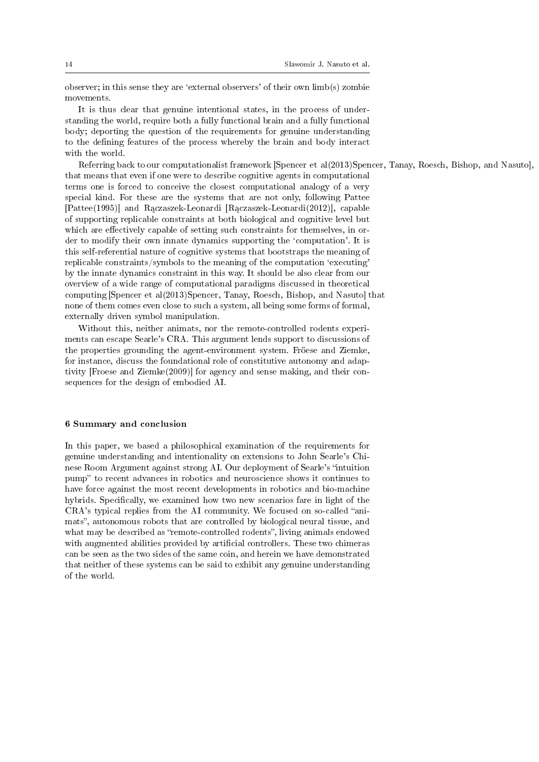observer; in this sense they are 'external observers' of their own limb(s) zombie movements.

It is thus clear that genuine intentional states, in the process of understanding the world, require both a fully functional brain and a fully functional body; deporting the question of the requirements for genuine understanding to the defining features of the process whereby the brain and body interact with the world.

Referring back to our computationalist framework [Spencer et al(2013)Spencer, Tanay, Roesch, Bishop, and Nasuto], that means that even if one were to describe cognitive agents in computational terms one is forced to conceive the closest computational analogy of a very special kind. For these are the systems that are not only, following Pattee [Pattee(1995)] and Rączaszek-Leonardi [Rączaszek-Leonardi(2012)], capable of supporting replicable constraints at both biological and cognitive level but which are effectively capable of setting such constraints for themselves, in order to modify their own innate dynamics supporting the 'computation'. It is this self-referential nature of cognitive systems that bootstraps the meaning of replicable constraints/symbols to the meaning of the computation 'executing' by the innate dynamics constraint in this way. It should be also clear from our overview of a wide range of computational paradigms discussed in theoretical computing [Spencer et al(2013)Spencer, Tanay, Roesch, Bishop, and Nasuto] that none of them comes even close to such a system, all being some forms of formal, externally driven symbol manipulation.

Without this, neither animats, nor the remote-controlled rodents experiments can escape Searle's CRA. This argument lends support to discussions of the properties grounding the agent-environment system. Fröese and Ziemke, for instance, discuss the foundational role of constitutive autonomy and adaptivity [Froese and Ziemke(2009)] for agency and sense making, and their consequences for the design of embodied AI.

## 6 Summary and conclusion

In this paper, we based a philosophical examination of the requirements for genuine understanding and intentionality on extensions to John Searle's Chinese Room Argument against strong AI. Our deployment of Searle's "intuition pump" to recent advances in robotics and neuroscience shows it continues to have force against the most recent developments in robotics and bio-machine hybrids. Specifically, we examined how two new scenarios fare in light of the CRA's typical replies from the AI community. We focused on so-called "animats", autonomous robots that are controlled by biological neural tissue, and what may be described as "remote-controlled rodents", living animals endowed with augmented abilities provided by artificial controllers. These two chimeras can be seen as the two sides of the same coin, and herein we have demonstrated that neither of these systems can be said to exhibit any genuine understanding of the world.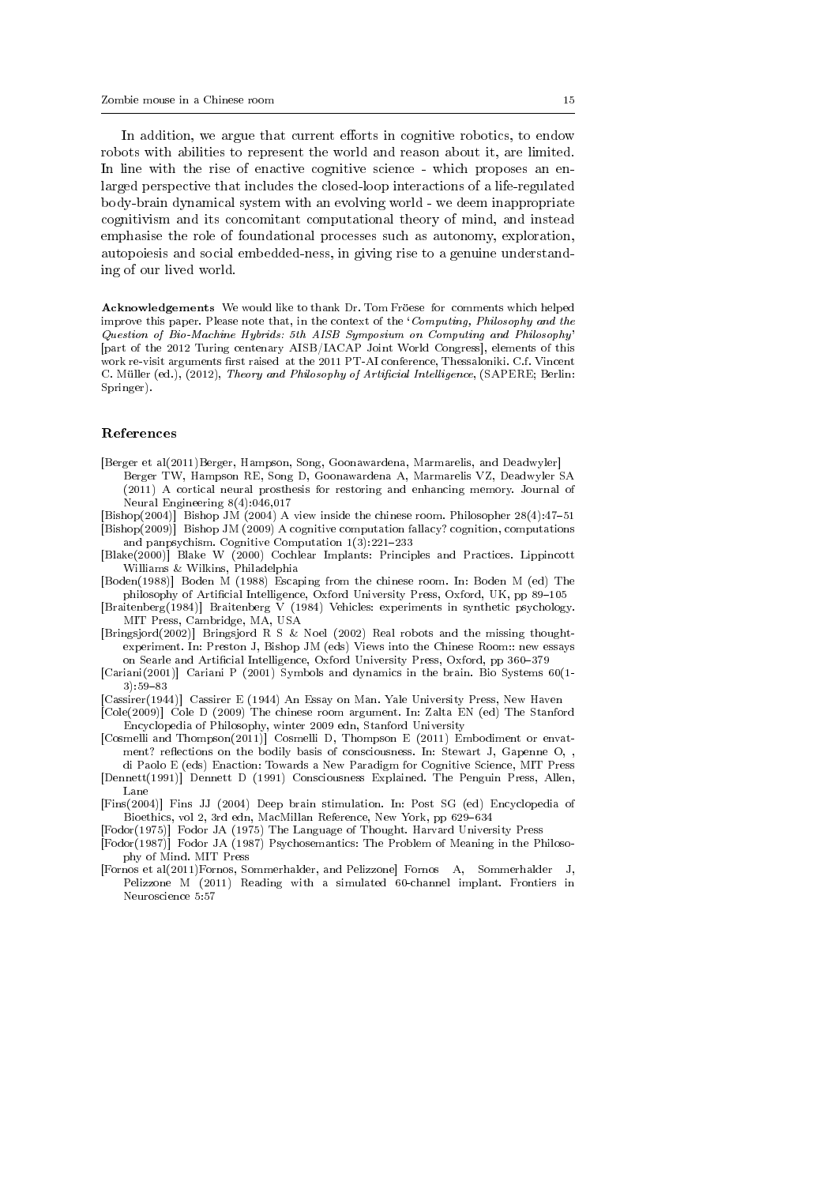In addition, we argue that current efforts in cognitive robotics, to endow robots with abilities to represent the world and reason about it, are limited. In line with the rise of enactive cognitive science - which proposes an enlarged perspective that includes the closed-loop interactions of a life-regulated body-brain dynamical system with an evolving world - we deem inappropriate cognitivism and its concomitant computational theory of mind, and instead emphasise the role of foundational processes such as autonomy, exploration, autopoiesis and social embedded-ness, in giving rise to a genuine understanding of our lived world.

**Acknowledgements** We would like to thank Dr. Tom Fröese for comments which helped improve this paper. Please note that, in the context of the '*Computing, Philosophy and the Question of Bio-Machine Hybrids: 5th AISB Symposium on Computing and Philosophy*' [part of the 2012 Turing centenary AISB/IACAP Joint World Congress], elements of this work re-visit arguments first raised at the 2011 PT-AI conference, Thessaloniki. C.f. Vincent C. Müller (ed.), (2012), *Theory and Philosophy of Artificial Intelligence*, (SAPERE; Berlin: Springer).

## References

[Berger et al(2011)Berger, Hampson, Song, Goonawardena, Marmarelis, and Deadwyler] Berger TW, Hampson RE, Song D, Goonawardena A, Marmarelis VZ, Deadwyler SA (2011) A cortical neural prosthesis for restoring and enhancing memory. Journal of Neural Engineering 8(4):046,017

[Bishop(2004)] Bishop JM (2004) A view inside the chinese room. Philosopher 28(4):47–51

[Bishop(2009)] Bishop JM (2009) A cognitive computation fallacy? cognition, computations and panpsychism. Cognitive Computation 1(3):221–233

[Blake(2000)] Blake W (2000) Cochlear Implants: Principles and Practices. Lippincott Williams & Wilkins, Philadelphia

[Boden(1988)] Boden M (1988) Escaping from the chinese room. In: Boden M (ed) The philosophy of Artificial Intelligence, Oxford University Press, Oxford, UK, pp 89–105

[Braitenberg(1984)] Braitenberg V (1984) Vehicles: experiments in synthetic psychology. MIT Press, Cambridge, MA, USA

[Bringsjord(2002)] Bringsjord R S & Noel (2002) Real robots and the missing thought-experiment. In: Preston J, Bishop JM (eds) Views into the Chinese Room:: new essays on Searle and Artificial Intelligence, Oxford University Press, Oxford, pp 360–379

[Cariani(2001)] Cariani P (2001) Symbols and dynamics in the brain. Bio Systems 60(1-3):59–83

[Cassirer(1944)] Cassirer E (1944) An Essay on Man. Yale University Press, New Haven

[Cole(2009)] Cole D (2009) The chinese room argument. In: Zalta EN (ed) The Stanford Encyclopedia of Philosophy, winter 2009 edn, Stanford University

[Cosmelli and Thompson(2011)] Cosmelli D, Thompson E (2011) Embodiment or envatment? reflections on the bodily basis of consciousness. In: Stewart J, Gapenne O, , di Paolo E (eds) Enaction: Towards a New Paradigm for Cognitive Science, MIT Press

[Dennett(1991)] Dennett D (1991) Consciousness Explained. The Penguin Press, Allen, Lane

[Fins(2004)] Fins JJ (2004) Deep brain stimulation. In: Post SG (ed) Encyclopedia of Bioethics, vol 2, 3rd edn, MacMillan Reference, New York, pp 629–634

[Fodor(1975)] Fodor JA (1975) The Language of Thought. Harvard University Press

[Fodor(1987)] Fodor JA (1987) Psychosemantics: The Problem of Meaning in the Philosophy of Mind. MIT Press

[Fornos et al(2011)Fornos, Sommerhalder, and Pelizzone] Fornos A, Sommerhalder J, Pelizzone M (2011) Reading with a simulated 60-channel implant. Frontiers in Neuroscience 5:57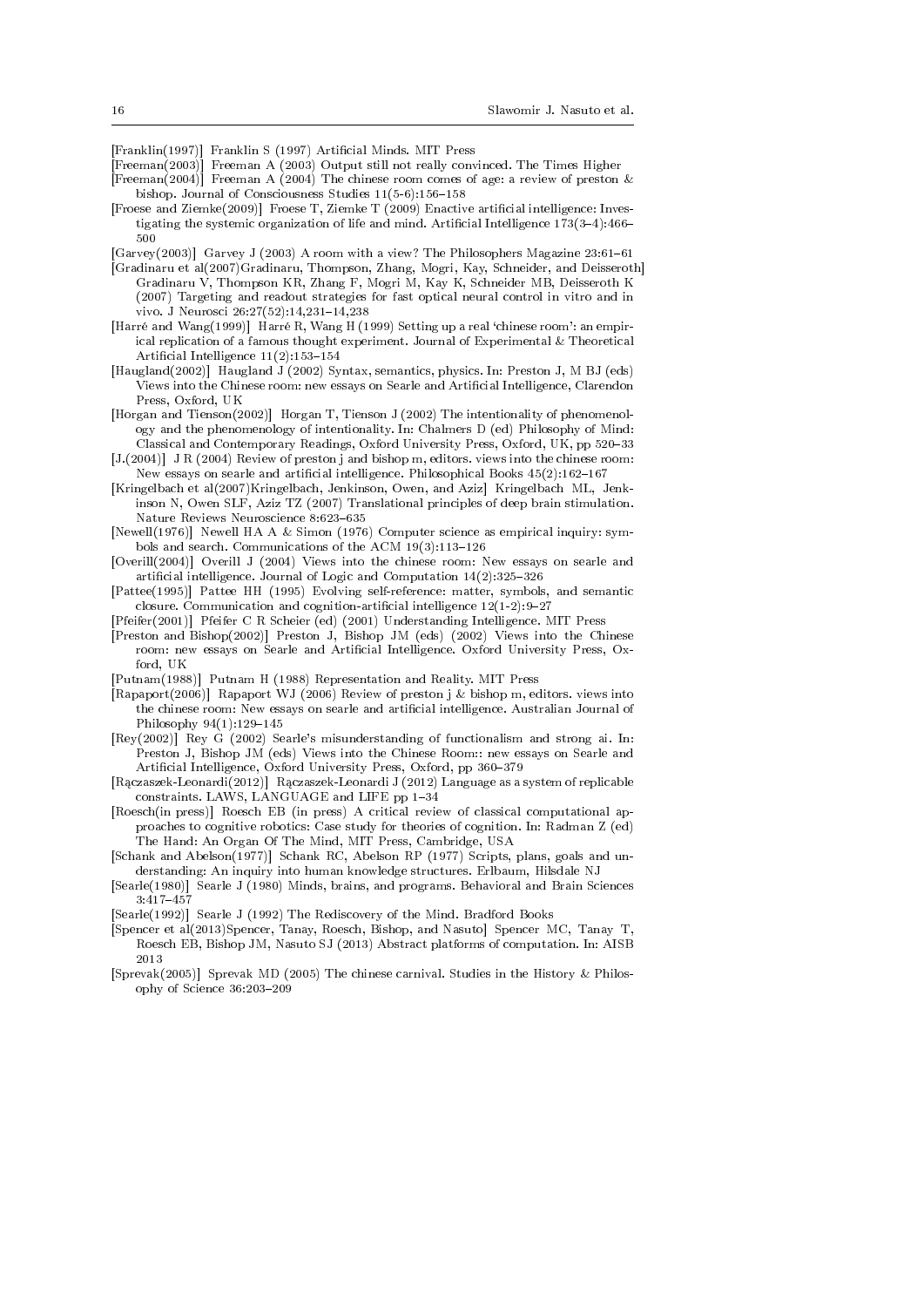[Franklin(1997)] Franklin S (1997) Artificial Minds. MIT Press

[Freeman(2003)] Freeman A (2003) Output still not really convinced. The Times Higher

[Freeman(2004)] Freeman A (2004) The chinese room comes of age: a review of preston & bishop. Journal of Consciousness Studies 11(5-6):156–158

[Froese and Ziemke(2009)] Froese T, Ziemke T (2009) Enactive artificial intelligence: Investigating the systemic organization of life and mind. Artificial Intelligence 173(3–4):466–500

[Garvey(2003)] Garvey J (2003) A room with a view? The Philosophers Magazine 23:61–61

[Gradinaru et al(2007)Gradinaru, Thompson, Zhang, Mogri, Kay, Schneider, and Deisseroth] Gradinaru V, Thompson KR, Zhang F, Mogri M, Kay K, Schneider MB, Deisseroth K (2007) Targeting and readout strategies for fast optical neural control in vitro and in vivo. J Neurosci 26:27(52):14,231–14,238

[Harré and Wang(1999)] Harré R, Wang H (1999) Setting up a real 'chinese room': an empirical replication of a famous thought experiment. Journal of Experimental & Theoretical Artificial Intelligence 11(2):153–154

[Haugland(2002)] Haugland J (2002) Syntax, semantics, physics. In: Preston J, M BJ (eds) Views into the Chinese room: new essays on Searle and Artificial Intelligence, Clarendon Press, Oxford, UK

[Horgan and Tienson(2002)] Horgan T, Tienson J (2002) The intentionality of phenomenology and the phenomenology of intentionality. In: Chalmers D (ed) Philosophy of Mind: Classical and Contemporary Readings, Oxford University Press, Oxford, UK, pp 520–33

[J.(2004)] J R (2004) Review of preston j and bishop m, editors. views into the chinese room: New essays on searle and artificial intelligence. Philosophical Books 45(2):162–167

[Kringelbach et al(2007)Kringelbach, Jenkinson, Owen, and Aziz] Kringelbach ML, Jenkinson N, Owen SLF, Aziz TZ (2007) Translational principles of deep brain stimulation. Nature Reviews Neuroscience 8:623–635

[Newell(1976)] Newell HA A & Simon (1976) Computer science as empirical inquiry: symbols and search. Communications of the ACM 19(3):113–126

[Overill(2004)] Overill J (2004) Views into the chinese room: New essays on searle and artificial intelligence. Journal of Logic and Computation 14(2):325–326

[Pattee(1995)] Pattee HH (1995) Evolving self-reference: matter, symbols, and semantic closure. Communication and cognition-artificial intelligence 12(1-2):9–27

[Pfeifer(2001)] Pfeifer C R Scheier (ed) (2001) Understanding Intelligence. MIT Press

[Preston and Bishop(2002)] Preston J, Bishop JM (eds) (2002) Views into the Chinese room: new essays on Searle and Artificial Intelligence. Oxford University Press, Oxford, UK

[Putnam(1988)] Putnam H (1988) Representation and Reality. MIT Press

[Rapaport(2006)] Rapaport WJ (2006) Review of preston j & bishop m, editors. views into the chinese room: New essays on searle and artificial intelligence. Australian Journal of Philosophy 94(1):129–145

[Rey(2002)] Rey G (2002) Searle's misunderstanding of functionalism and strong ai. In: Preston J, Bishop JM (eds) Views into the Chinese Room:: new essays on Searle and Artificial Intelligence, Oxford University Press, Oxford, pp 360–379

[Rączaszek-Leonardi(2012)] Rączaszek-Leonardi J (2012) Language as a system of replicable constraints. LAWS, LANGUAGE and LIFE pp 1–34

[Roesch(in press)] Roesch EB (in press) A critical review of classical computational approaches to cognitive robotics: Case study for theories of cognition. In: Radman Z (ed) The Hand: An Organ Of The Mind, MIT Press, Cambridge, USA

[Schank and Abelson(1977)] Schank RC, Abelson RP (1977) Scripts, plans, goals and understanding: An inquiry into human knowledge structures. Erlbaum, Hilsdale NJ

[Searle(1980)] Searle J (1980) Minds, brains, and programs. Behavioral and Brain Sciences 3:417–457

[Searle(1992)] Searle J (1992) The Rediscovery of the Mind. Bradford Books

[Spencer et al(2013)Spencer, Tanay, Roesch, Bishop, and Nasuto] Spencer MC, Tanay T, Roesch EB, Bishop JM, Nasuto SJ (2013) Abstract platforms of computation. In: AISB 2013

[Sprevak(2005)] Sprevak MD (2005) The chinese carnival. Studies in the History & Philosophy of Science 36:203–209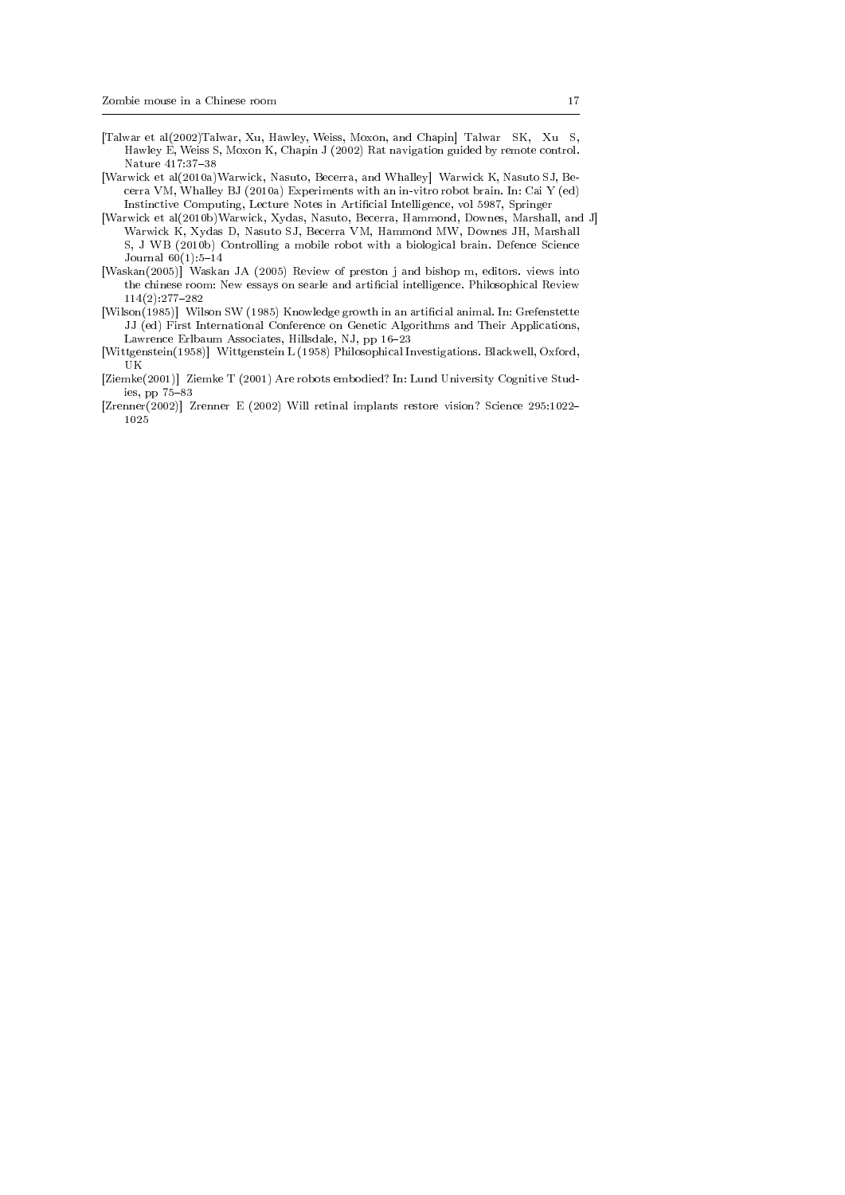[Talwar et al(2002)Talwar, Xu, Hawley, Weiss, Moxon, and Chapin] Talwar SK, Xu S, Hawley E, Weiss S, Moxon K, Chapin J (2002) Rat navigation guided by remote control. Nature 417:37–38

[Warwick et al(2010a)Warwick, Nasuto, Becerra, and Whalley] Warwick K, Nasuto SJ, Becerra VM, Whalley BJ (2010a) Experiments with an in-vitro robot brain. In: Cai Y (ed) Instinctive Computing, Lecture Notes in Artificial Intelligence, vol 5987, Springer

[Warwick et al(2010b)Warwick, Xydas, Nasuto, Becerra, Hammond, Downes, Marshall, and J] Warwick K, Xydas D, Nasuto SJ, Becerra VM, Hammond MW, Downes JH, Marshall S, J WB (2010b) Controlling a mobile robot with a biological brain. Defence Science Journal 60(1):5–14

[Waskan(2005)] Waskan JA (2005) Review of preston j and bishop m, editors. views into the chinese room: New essays on searle and artificial intelligence. Philosophical Review 114(2):277–282

[Wilson(1985)] Wilson SW (1985) Knowledge growth in an artificial animal. In: Grefenstette JJ (ed) First International Conference on Genetic Algorithms and Their Applications, Lawrence Erlbaum Associates, Hillsdale, NJ, pp 16–23

[Wittgenstein(1958)] Wittgenstein L (1958) Philosophical Investigations. Blackwell, Oxford, UK

[Ziemke(2001)] Ziemke T (2001) Are robots embodied? In: Lund University Cognitive Studies, pp 75–83

[Zrenner(2002)] Zrenner E (2002) Will retinal implants restore vision? Science 295:1022–1025